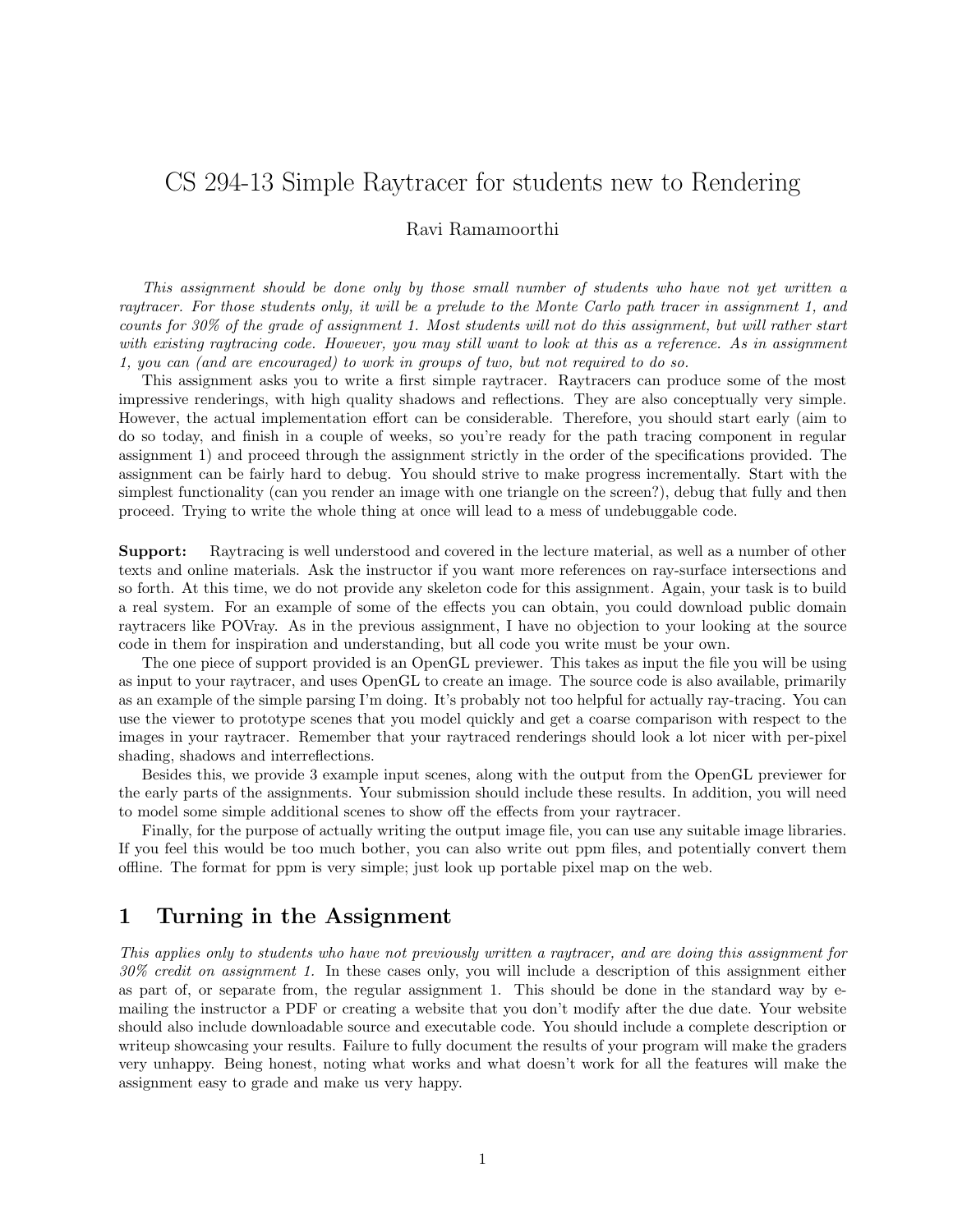# CS 294-13 Simple Raytracer for students new to Rendering

Ravi Ramamoorthi

*This assignment should be done only by those small number of students who have not yet written a raytracer. For those students only, it will be a prelude to the Monte Carlo path tracer in assignment 1, and counts for 30% of the grade of assignment 1. Most students will not do this assignment, but will rather start with existing raytracing code. However, you may still want to look at this as a reference. As in assignment 1, you can (and are encouraged) to work in groups of two, but not required to do so.*

This assignment asks you to write a first simple raytracer. Raytracers can produce some of the most impressive renderings, with high quality shadows and reflections. They are also conceptually very simple. However, the actual implementation effort can be considerable. Therefore, you should start early (aim to do so today, and finish in a couple of weeks, so you're ready for the path tracing component in regular assignment 1) and proceed through the assignment strictly in the order of the specifications provided. The assignment can be fairly hard to debug. You should strive to make progress incrementally. Start with the simplest functionality (can you render an image with one triangle on the screen?), debug that fully and then proceed. Trying to write the whole thing at once will lead to a mess of undebuggable code.

**Support:** Raytracing is well understood and covered in the lecture material, as well as a number of other texts and online materials. Ask the instructor if you want more references on ray-surface intersections and so forth. At this time, we do not provide any skeleton code for this assignment. Again, your task is to build a real system. For an example of some of the effects you can obtain, you could download public domain raytracers like POVray. As in the previous assignment, I have no objection to your looking at the source code in them for inspiration and understanding, but all code you write must be your own.

The one piece of support provided is an OpenGL previewer. This takes as input the file you will be using as input to your raytracer, and uses OpenGL to create an image. The source code is also available, primarily as an example of the simple parsing I'm doing. It's probably not too helpful for actually ray-tracing. You can use the viewer to prototype scenes that you model quickly and get a coarse comparison with respect to the images in your raytracer. Remember that your raytraced renderings should look a lot nicer with per-pixel shading, shadows and interreflections.

Besides this, we provide 3 example input scenes, along with the output from the OpenGL previewer for the early parts of the assignments. Your submission should include these results. In addition, you will need to model some simple additional scenes to show off the effects from your raytracer.

Finally, for the purpose of actually writing the output image file, you can use any suitable image libraries. If you feel this would be too much bother, you can also write out ppm files, and potentially convert them offline. The format for ppm is very simple; just look up portable pixel map on the web.

## 1 Turning in the Assignment

*This applies only to students who have not previously written a raytracer, and are doing this assignment for 30% credit on assignment 1.* In these cases only, you will include a description of this assignment either as part of, or separate from, the regular assignment 1. This should be done in the standard way by e-mailing the instructor a PDF or creating a website that you don't modify after the due date. Your website should also include downloadable source and executable code. You should include a complete description or writeup showcasing your results. Failure to fully document the results of your program will make the graders very unhappy. Being honest, noting what works and what doesn't work for all the features will make the assignment easy to grade and make us very happy.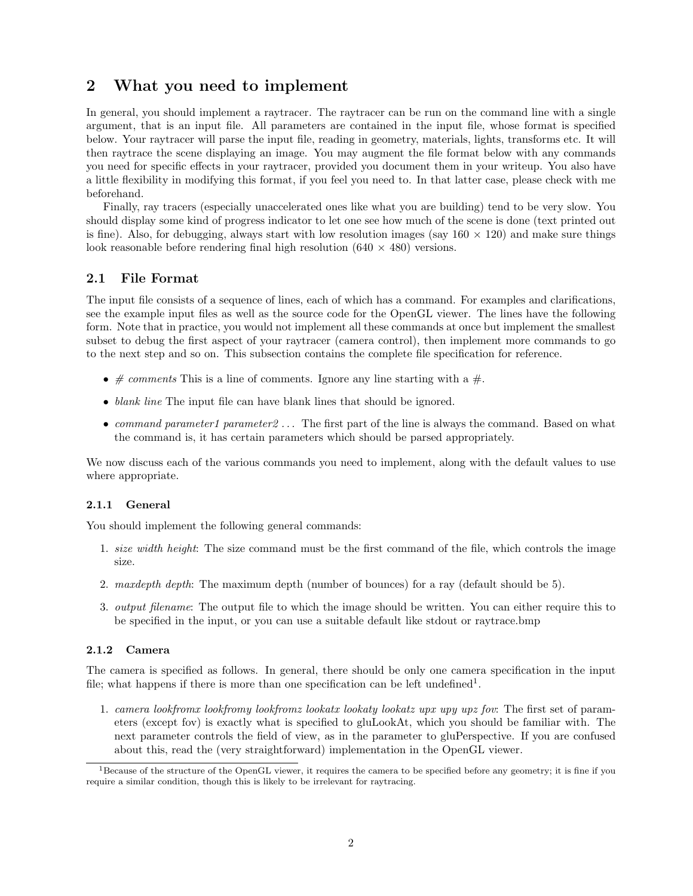## 2 What you need to implement

In general, you should implement a raytracer. The raytracer can be run on the command line with a single argument, that is an input file. All parameters are contained in the input file, whose format is specified below. Your raytracer will parse the input file, reading in geometry, materials, lights, transforms etc. It will then raytrace the scene displaying an image. You may augment the file format below with any commands you need for specific effects in your raytracer, provided you document them in your writeup. You also have a little flexibility in modifying this format, if you feel you need to. In that latter case, please check with me beforehand.

Finally, ray tracers (especially unaccelerated ones like what you are building) tend to be very slow. You should display some kind of progress indicator to let one see how much of the scene is done (text printed out is fine). Also, for debugging, always start with low resolution images (say $160 \times 120$) and make sure things look reasonable before rendering final high resolution ($640 \times 480$) versions.

### 2.1 File Format

The input file consists of a sequence of lines, each of which has a command. For examples and clarifications, see the example input files as well as the source code for the OpenGL viewer. The lines have the following form. Note that in practice, you would not implement all these commands at once but implement the smallest subset to debug the first aspect of your raytracer (camera control), then implement more commands to go to the next step and so on. This subsection contains the complete file specification for reference.

- *# comments* This is a line of comments. Ignore any line starting with a #.
- *blank line* The input file can have blank lines that should be ignored.
- *command parameter1 parameter2 ...* The first part of the line is always the command. Based on what the command is, it has certain parameters which should be parsed appropriately.

We now discuss each of the various commands you need to implement, along with the default values to use where appropriate.

#### 2.1.1 General

You should implement the following general commands:

1. *size width height*: The size command must be the first command of the file, which controls the image size.
2. *maxdepth depth*: The maximum depth (number of bounces) for a ray (default should be 5).
3. *output filename*: The output file to which the image should be written. You can either require this to be specified in the input, or you can use a suitable default like stdout or raytrace.bmp

#### 2.1.2 Camera

The camera is specified as follows. In general, there should be only one camera specification in the input file; what happens if there is more than one specification can be left undefined[1].

1. *camera lookfromx lookfromy lookfromz lookatx lookaty lookatz upx upy upz fov*: The first set of parameters (except fov) is exactly what is specified to gluLookAt, which you should be familiar with. The next parameter controls the field of view, as in the parameter to gluPerspective. If you are confused about this, read the (very straightforward) implementation in the OpenGL viewer.

[1] Because of the structure of the OpenGL viewer, it requires the camera to be specified before any geometry; it is fine if you require a similar condition, though this is likely to be irrelevant for raytracing.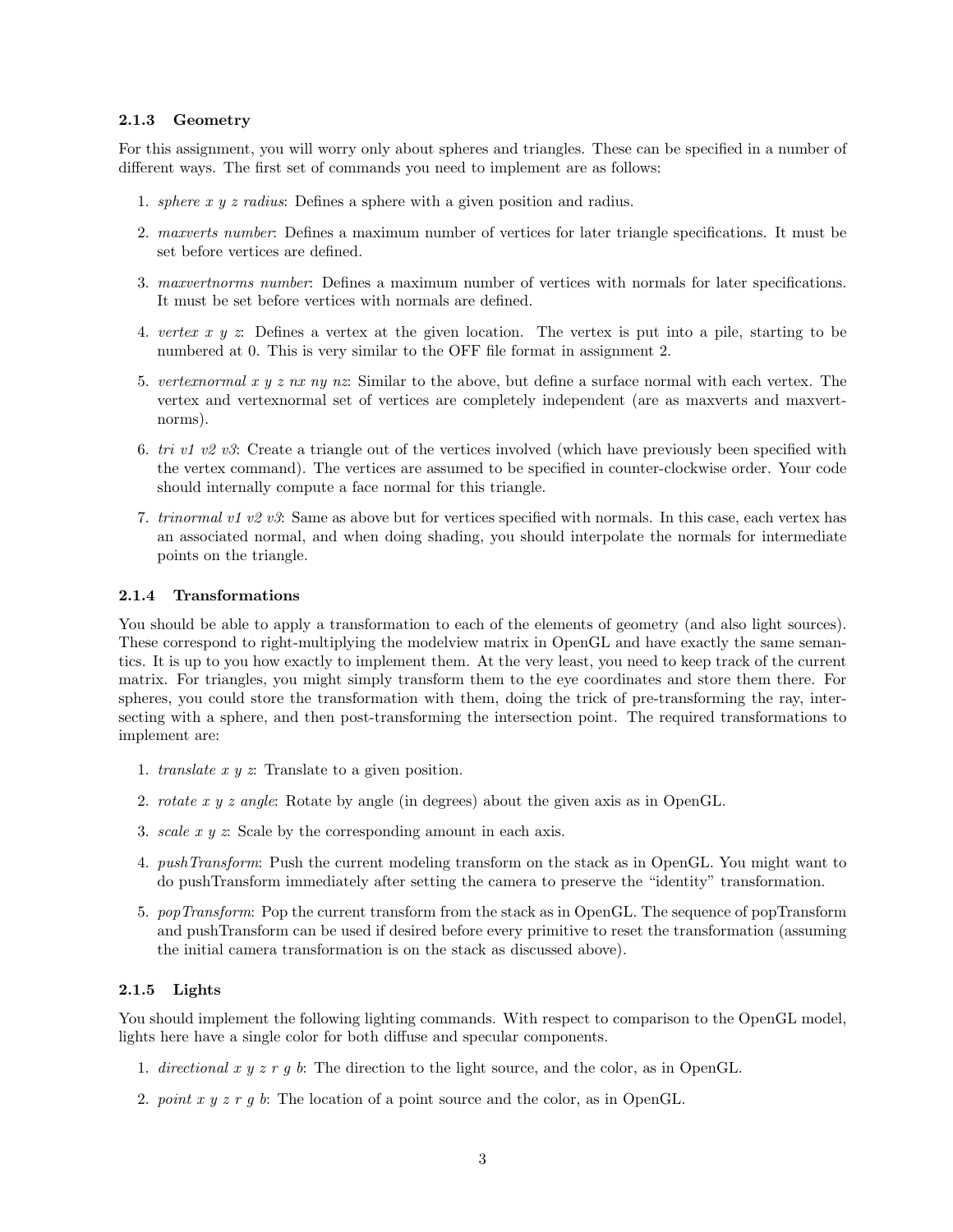### 2.1.3 Geometry

For this assignment, you will worry only about spheres and triangles. These can be specified in a number of different ways. The first set of commands you need to implement are as follows:

1. *sphere x y z radius*: Defines a sphere with a given position and radius.
2. *maxverts number*: Defines a maximum number of vertices for later triangle specifications. It must be set before vertices are defined.
3. *maxvertnorms number*: Defines a maximum number of vertices with normals for later specifications. It must be set before vertices with normals are defined.
4. *vertex x y z*: Defines a vertex at the given location. The vertex is put into a pile, starting to be numbered at 0. This is very similar to the OFF file format in assignment 2.
5. *vertexnormal x y z nx ny nz*: Similar to the above, but define a surface normal with each vertex. The vertex and vertexnormal set of vertices are completely independent (are as maxverts and maxvertnorms).
6. *tri v1 v2 v3*: Create a triangle out of the vertices involved (which have previously been specified with the vertex command). The vertices are assumed to be specified in counter-clockwise order. Your code should internally compute a face normal for this triangle.
7. *trinormal v1 v2 v3*: Same as above but for vertices specified with normals. In this case, each vertex has an associated normal, and when doing shading, you should interpolate the normals for intermediate points on the triangle.

### 2.1.4 Transformations

You should be able to apply a transformation to each of the elements of geometry (and also light sources). These correspond to right-multiplying the modelview matrix in OpenGL and have exactly the same semantics. It is up to you how exactly to implement them. At the very least, you need to keep track of the current matrix. For triangles, you might simply transform them to the eye coordinates and store them there. For spheres, you could store the transformation with them, doing the trick of pre-transforming the ray, intersecting with a sphere, and then post-transforming the intersection point. The required transformations to implement are:

1. *translate x y z*: Translate to a given position.
2. *rotate x y z angle*: Rotate by angle (in degrees) about the given axis as in OpenGL.
3. *scale x y z*: Scale by the corresponding amount in each axis.
4. *pushTransform*: Push the current modeling transform on the stack as in OpenGL. You might want to do pushTransform immediately after setting the camera to preserve the "identity" transformation.
5. *popTransform*: Pop the current transform from the stack as in OpenGL. The sequence of popTransform and pushTransform can be used if desired before every primitive to reset the transformation (assuming the initial camera transformation is on the stack as discussed above).

### 2.1.5 Lights

You should implement the following lighting commands. With respect to comparison to the OpenGL model, lights here have a single color for both diffuse and specular components.

1. *directional x y z r g b*: The direction to the light source, and the color, as in OpenGL.
2. *point x y z r g b*: The location of a point source and the color, as in OpenGL.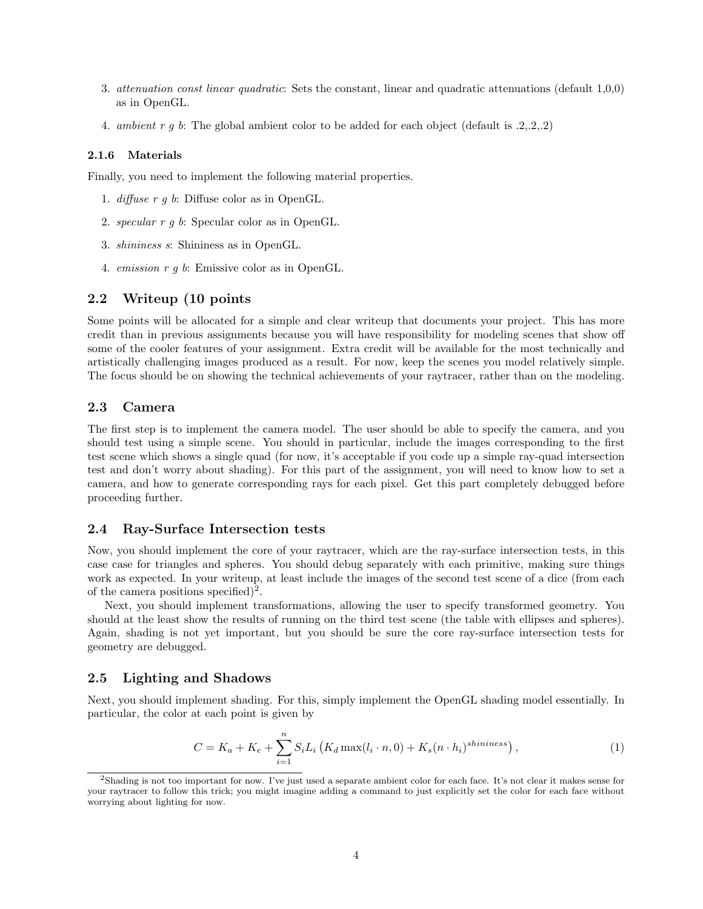3. *attenuation const linear quadratic*: Sets the constant, linear and quadratic attenuations (default 1,0,0) as in OpenGL.

4. *ambient r g b*: The global ambient color to be added for each object (default is .2,.2,.2)

#### 2.1.6 Materials

Finally, you need to implement the following material properties.

1. *diffuse r g b*: Diffuse color as in OpenGL.

2. *specular r g b*: Specular color as in OpenGL.

3. *shininess s*: Shininess as in OpenGL.

4. *emission r g b*: Emissive color as in OpenGL.

### 2.2 Writeup (10 points

Some points will be allocated for a simple and clear writeup that documents your project. This has more credit than in previous assignments because you will have responsibility for modeling scenes that show off some of the cooler features of your assignment. Extra credit will be available for the most technically and artistically challenging images produced as a result. For now, keep the scenes you model relatively simple. The focus should be on showing the technical achievements of your raytracer, rather than on the modeling.

### 2.3 Camera

The first step is to implement the camera model. The user should be able to specify the camera, and you should test using a simple scene. You should in particular, include the images corresponding to the first test scene which shows a single quad (for now, it's acceptable if you code up a simple ray-quad intersection test and don't worry about shading). For this part of the assignment, you will need to know how to set a camera, and how to generate corresponding rays for each pixel. Get this part completely debugged before proceeding further.

### 2.4 Ray-Surface Intersection tests

Now, you should implement the core of your raytracer, which are the ray-surface intersection tests, in this case case for triangles and spheres. You should debug separately with each primitive, making sure things work as expected. In your writeup, at least include the images of the second test scene of a dice (from each of the camera positions specified)[2].

Next, you should implement transformations, allowing the user to specify transformed geometry. You should at the least show the results of running on the third test scene (the table with ellipses and spheres). Again, shading is not yet important, but you should be sure the core ray-surface intersection tests for geometry are debugged.

### 2.5 Lighting and Shadows

Next, you should implement shading. For this, simply implement the OpenGL shading model essentially. In particular, the color at each point is given by

$$C = K_a + K_e + \sum_{i=1}^{n} S_i L_i \left( K_d \max(l_i \cdot n, 0) + K_s (n \cdot h_i)^{shininess} \right), \tag{1}$$

[2] Shading is not too important for now. I've just used a separate ambient color for each face. It's not clear it makes sense for your raytracer to follow this trick; you might imagine adding a command to just explicitly set the color for each face without worrying about lighting for now.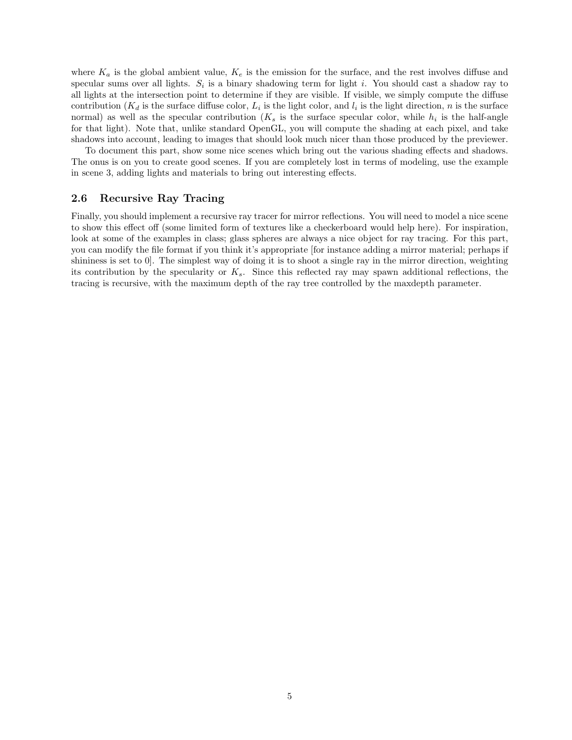where $K_a$ is the global ambient value, $K_e$ is the emission for the surface, and the rest involves diffuse and specular sums over all lights. $S_i$ is a binary shadowing term for light $i$. You should cast a shadow ray to all lights at the intersection point to determine if they are visible. If visible, we simply compute the diffuse contribution ($K_d$ is the surface diffuse color, $L_i$ is the light color, and $l_i$ is the light direction, $n$ is the surface normal) as well as the specular contribution ($K_s$ is the surface specular color, while $h_i$ is the half-angle for that light). Note that, unlike standard OpenGL, you will compute the shading at each pixel, and take shadows into account, leading to images that should look much nicer than those produced by the previewer.

To document this part, show some nice scenes which bring out the various shading effects and shadows. The onus is on you to create good scenes. If you are completely lost in terms of modeling, use the example in scene 3, adding lights and materials to bring out interesting effects.

### 2.6 Recursive Ray Tracing

Finally, you should implement a recursive ray tracer for mirror reflections. You will need to model a nice scene to show this effect off (some limited form of textures like a checkerboard would help here). For inspiration, look at some of the examples in class; glass spheres are always a nice object for ray tracing. For this part, you can modify the file format if you think it's appropriate [for instance adding a mirror material; perhaps if shininess is set to 0]. The simplest way of doing it is to shoot a single ray in the mirror direction, weighting its contribution by the specularity or $K_s$. Since this reflected ray may spawn additional reflections, the tracing is recursive, with the maximum depth of the ray tree controlled by the maxdepth parameter.